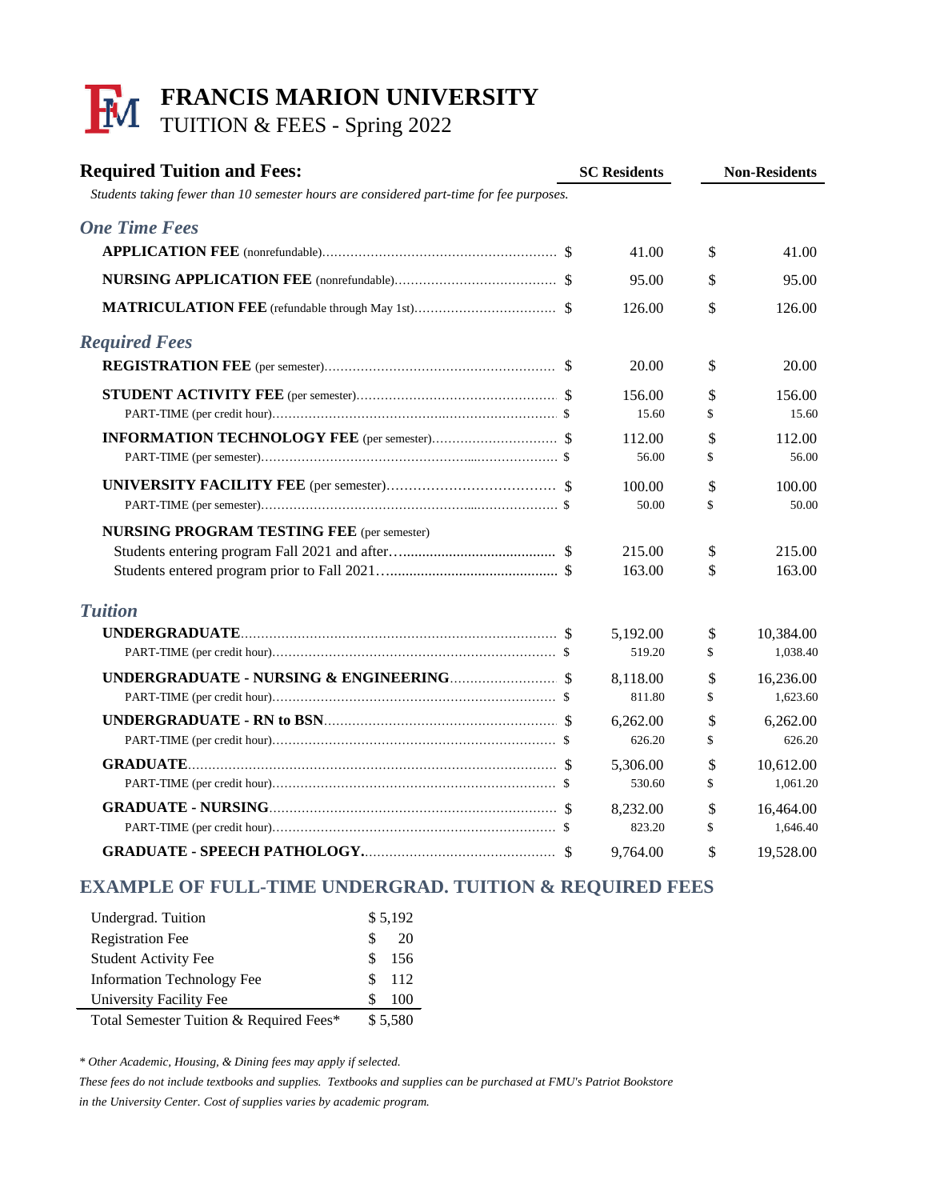# FRANCIS MARION UNIVERSITY

## TUITION & FEES - Spring 2022

| Required Tuition and Fees: | SC Residents | Non-Residents |
|---|---|---|
| *Students taking fewer than 10 semester hours are considered part-time for fee purposes.* | | |
| ***One Time Fees*** | | |
| **APPLICATION FEE** (nonrefundable) | $ 41.00 | $ 41.00 |
| **NURSING APPLICATION FEE** (nonrefundable) | $ 95.00 | $ 95.00 |
| **MATRICULATION FEE** (refundable through May 1st) | $ 126.00 | $ 126.00 |
| ***Required Fees*** | | |
| **REGISTRATION FEE** (per semester) | $ 20.00 | $ 20.00 |
| **STUDENT ACTIVITY FEE** (per semester) | $ 156.00 | $ 156.00 |
| PART-TIME (per credit hour) | $ 15.60 | $ 15.60 |
| **INFORMATION TECHNOLOGY FEE** (per semester) | $ 112.00 | $ 112.00 |
| PART-TIME (per semester) | $ 56.00 | $ 56.00 |
| **UNIVERSITY FACILITY FEE** (per semester) | $ 100.00 | $ 100.00 |
| PART-TIME (per semester) | $ 50.00 | $ 50.00 |
| **NURSING PROGRAM TESTING FEE** (per semester) | | |
| Students entering program Fall 2021 and after | $ 215.00 | $ 215.00 |
| Students entered program prior to Fall 2021 | $ 163.00 | $ 163.00 |
| ***Tuition*** | | |
| **UNDERGRADUATE** | $ 5,192.00 | $ 10,384.00 |
| PART-TIME (per credit hour) | $ 519.20 | $ 1,038.40 |
| **UNDERGRADUATE - NURSING & ENGINEERING** | $ 8,118.00 | $ 16,236.00 |
| PART-TIME (per credit hour) | $ 811.80 | $ 1,623.60 |
| **UNDERGRADUATE - RN to BSN** | $ 6,262.00 | $ 6,262.00 |
| PART-TIME (per credit hour) | $ 626.20 | $ 626.20 |
| **GRADUATE** | $ 5,306.00 | $ 10,612.00 |
| PART-TIME (per credit hour) | $ 530.60 | $ 1,061.20 |
| **GRADUATE - NURSING** | $ 8,232.00 | $ 16,464.00 |
| PART-TIME (per credit hour) | $ 823.20 | $ 1,646.40 |
| **GRADUATE - SPEECH PATHOLOGY** | $ 9,764.00 | $ 19,528.00 |

## EXAMPLE OF FULL-TIME UNDERGRAD. TUITION & REQUIRED FEES

| Item | Amount |
|---|---|
| Undergrad. Tuition | $ 5,192 |
| Registration Fee | $ 20 |
| Student Activity Fee | $ 156 |
| Information Technology Fee | $ 112 |
| University Facility Fee | $ 100 |
| Total Semester Tuition & Required Fees* | $ 5,580 |

*\* Other Academic, Housing, & Dining fees may apply if selected.*

*These fees do not include textbooks and supplies. Textbooks and supplies can be purchased at FMU's Patriot Bookstore in the University Center. Cost of supplies varies by academic program.*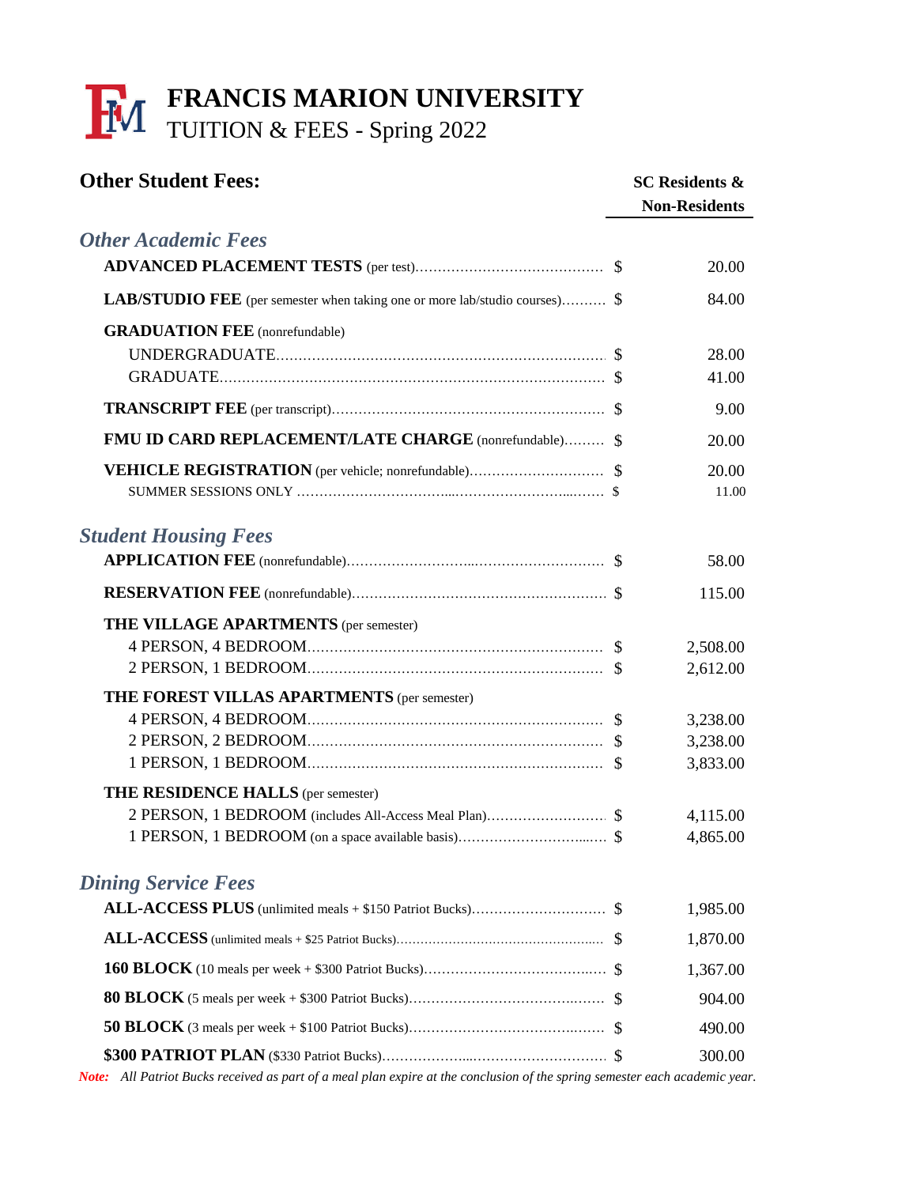# FRANCIS MARION UNIVERSITY
## TUITION & FEES - Spring 2022

## Other Student Fees:

| | | SC Residents & Non-Residents |
|---|---|---|
| ***Other Academic Fees*** | | |
| **ADVANCED PLACEMENT TESTS** (per test) | $ | 20.00 |
| **LAB/STUDIO FEE** (per semester when taking one or more lab/studio courses) | $ | 84.00 |
| **GRADUATION FEE** (nonrefundable) | | |
| UNDERGRADUATE | $ | 28.00 |
| GRADUATE | $ | 41.00 |
| **TRANSCRIPT FEE** (per transcript) | $ | 9.00 |
| **FMU ID CARD REPLACEMENT/LATE CHARGE** (nonrefundable) | $ | 20.00 |
| **VEHICLE REGISTRATION** (per vehicle; nonrefundable) | $ | 20.00 |
| SUMMER SESSIONS ONLY | $ | 11.00 |
| ***Student Housing Fees*** | | |
| **APPLICATION FEE** (nonrefundable) | $ | 58.00 |
| **RESERVATION FEE** (nonrefundable) | $ | 115.00 |
| **THE VILLAGE APARTMENTS** (per semester) | | |
| 4 PERSON, 4 BEDROOM | $ | 2,508.00 |
| 2 PERSON, 1 BEDROOM | $ | 2,612.00 |
| **THE FOREST VILLAS APARTMENTS** (per semester) | | |
| 4 PERSON, 4 BEDROOM | $ | 3,238.00 |
| 2 PERSON, 2 BEDROOM | $ | 3,238.00 |
| 1 PERSON, 1 BEDROOM | $ | 3,833.00 |
| **THE RESIDENCE HALLS** (per semester) | | |
| 2 PERSON, 1 BEDROOM (includes All-Access Meal Plan) | $ | 4,115.00 |
| 1 PERSON, 1 BEDROOM (on a space available basis) | $ | 4,865.00 |
| ***Dining Service Fees*** | | |
| **ALL-ACCESS PLUS** (unlimited meals + $150 Patriot Bucks) | $ | 1,985.00 |
| **ALL-ACCESS** (unlimited meals + $25 Patriot Bucks) | $ | 1,870.00 |
| **160 BLOCK** (10 meals per week + $300 Patriot Bucks) | $ | 1,367.00 |
| **80 BLOCK** (5 meals per week + $300 Patriot Bucks) | $ | 904.00 |
| **50 BLOCK** (3 meals per week + $100 Patriot Bucks) | $ | 490.00 |
| **$300 PATRIOT PLAN** ($330 Patriot Bucks) | $ | 300.00 |

***Note:*** *All Patriot Bucks received as part of a meal plan expire at the conclusion of the spring semester each academic year.*